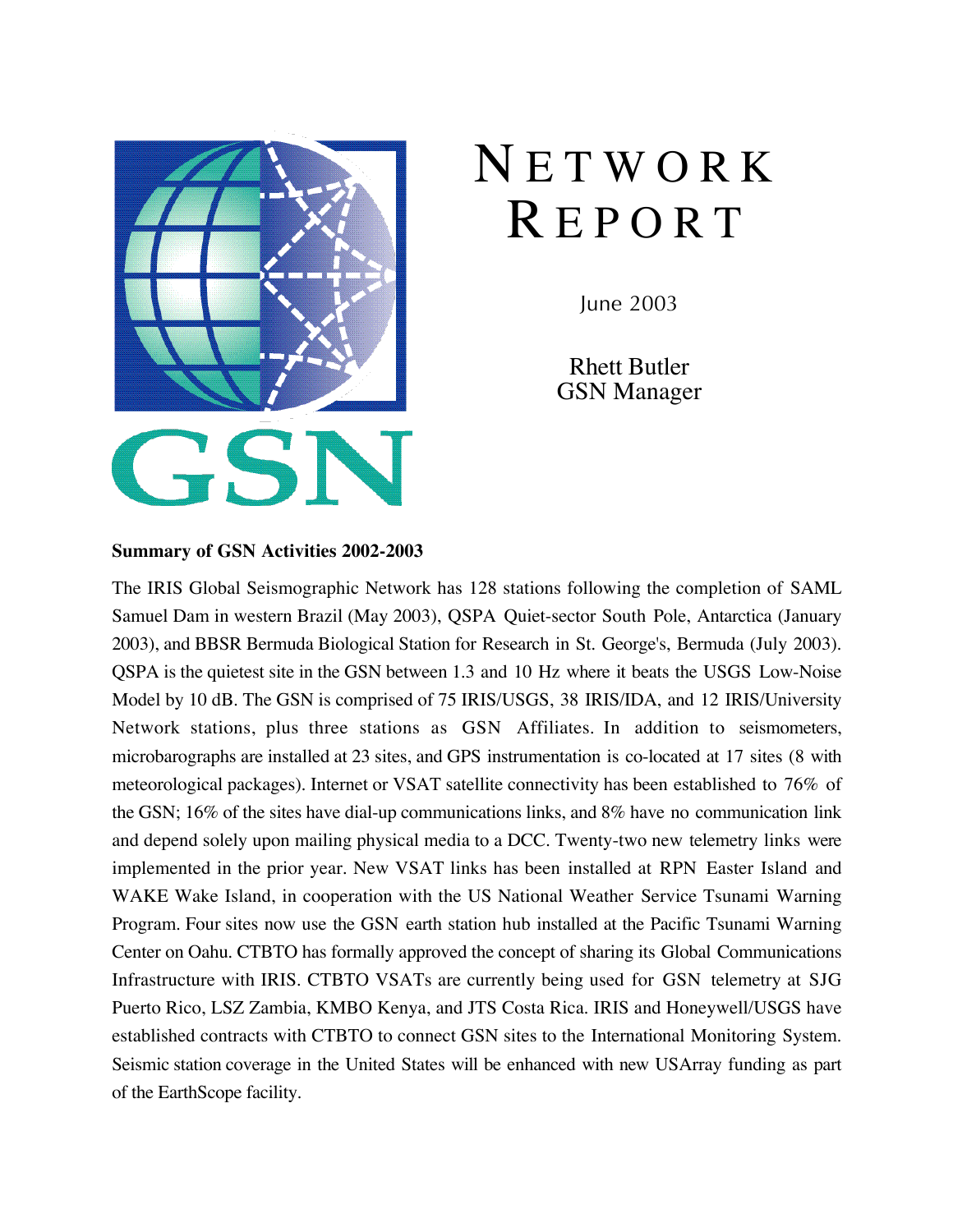# NETWORK REPORT

June 2003

Rhett Butler
GSN Manager

**Summary of GSN Activities 2002-2003**

The IRIS Global Seismographic Network has 128 stations following the completion of SAML Samuel Dam in western Brazil (May 2003), QSPA Quiet-sector South Pole, Antarctica (January 2003), and BBSR Bermuda Biological Station for Research in St. George's, Bermuda (July 2003). QSPA is the quietest site in the GSN between 1.3 and 10 Hz where it beats the USGS Low-Noise Model by 10 dB. The GSN is comprised of 75 IRIS/USGS, 38 IRIS/IDA, and 12 IRIS/University Network stations, plus three stations as GSN Affiliates. In addition to seismometers, microbarographs are installed at 23 sites, and GPS instrumentation is co-located at 17 sites (8 with meteorological packages). Internet or VSAT satellite connectivity has been established to 76% of the GSN; 16% of the sites have dial-up communications links, and 8% have no communication link and depend solely upon mailing physical media to a DCC. Twenty-two new telemetry links were implemented in the prior year. New VSAT links has been installed at RPN Easter Island and WAKE Wake Island, in cooperation with the US National Weather Service Tsunami Warning Program. Four sites now use the GSN earth station hub installed at the Pacific Tsunami Warning Center on Oahu. CTBTO has formally approved the concept of sharing its Global Communications Infrastructure with IRIS. CTBTO VSATs are currently being used for GSN telemetry at SJG Puerto Rico, LSZ Zambia, KMBO Kenya, and JTS Costa Rica. IRIS and Honeywell/USGS have established contracts with CTBTO to connect GSN sites to the International Monitoring System. Seismic station coverage in the United States will be enhanced with new USArray funding as part of the EarthScope facility.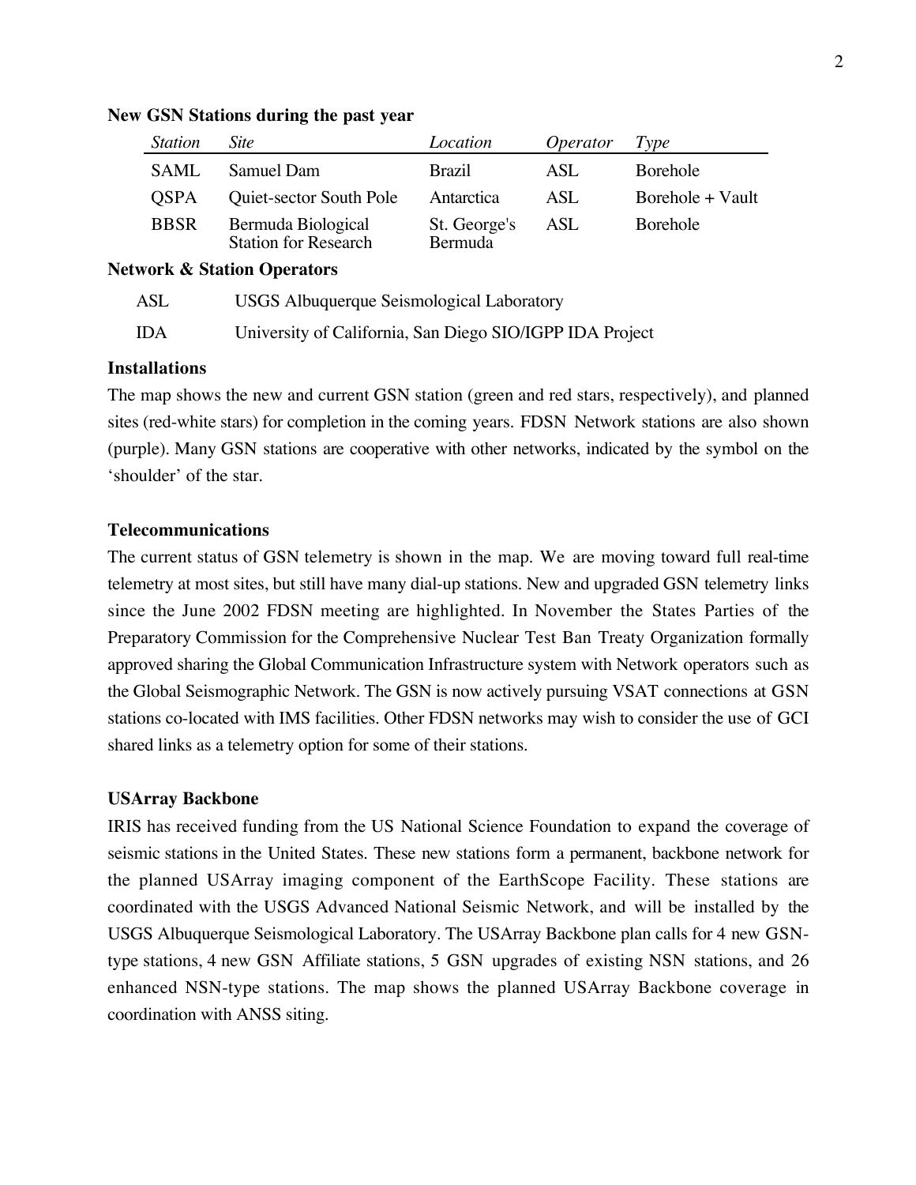**New GSN Stations during the past year**

| *Station* | *Site* | *Location* | *Operator* | *Type* |
|---|---|---|---|---|
| SAML | Samuel Dam | Brazil | ASL | Borehole |
| QSPA | Quiet-sector South Pole | Antarctica | ASL | Borehole + Vault |
| BBSR | Bermuda Biological Station for Research | St. George's Bermuda | ASL | Borehole |

**Network & Station Operators**

| | |
|---|---|
| ASL | USGS Albuquerque Seismological Laboratory |
| IDA | University of California, San Diego SIO/IGPP IDA Project |

**Installations**

The map shows the new and current GSN station (green and red stars, respectively), and planned sites (red-white stars) for completion in the coming years. FDSN Network stations are also shown (purple). Many GSN stations are cooperative with other networks, indicated by the symbol on the 'shoulder' of the star.

**Telecommunications**

The current status of GSN telemetry is shown in the map. We are moving toward full real-time telemetry at most sites, but still have many dial-up stations. New and upgraded GSN telemetry links since the June 2002 FDSN meeting are highlighted. In November the States Parties of the Preparatory Commission for the Comprehensive Nuclear Test Ban Treaty Organization formally approved sharing the Global Communication Infrastructure system with Network operators such as the Global Seismographic Network. The GSN is now actively pursuing VSAT connections at GSN stations co-located with IMS facilities. Other FDSN networks may wish to consider the use of GCI shared links as a telemetry option for some of their stations.

**USArray Backbone**

IRIS has received funding from the US National Science Foundation to expand the coverage of seismic stations in the United States. These new stations form a permanent, backbone network for the planned USArray imaging component of the EarthScope Facility. These stations are coordinated with the USGS Advanced National Seismic Network, and will be installed by the USGS Albuquerque Seismological Laboratory. The USArray Backbone plan calls for 4 new GSN-type stations, 4 new GSN Affiliate stations, 5 GSN upgrades of existing NSN stations, and 26 enhanced NSN-type stations. The map shows the planned USArray Backbone coverage in coordination with ANSS siting.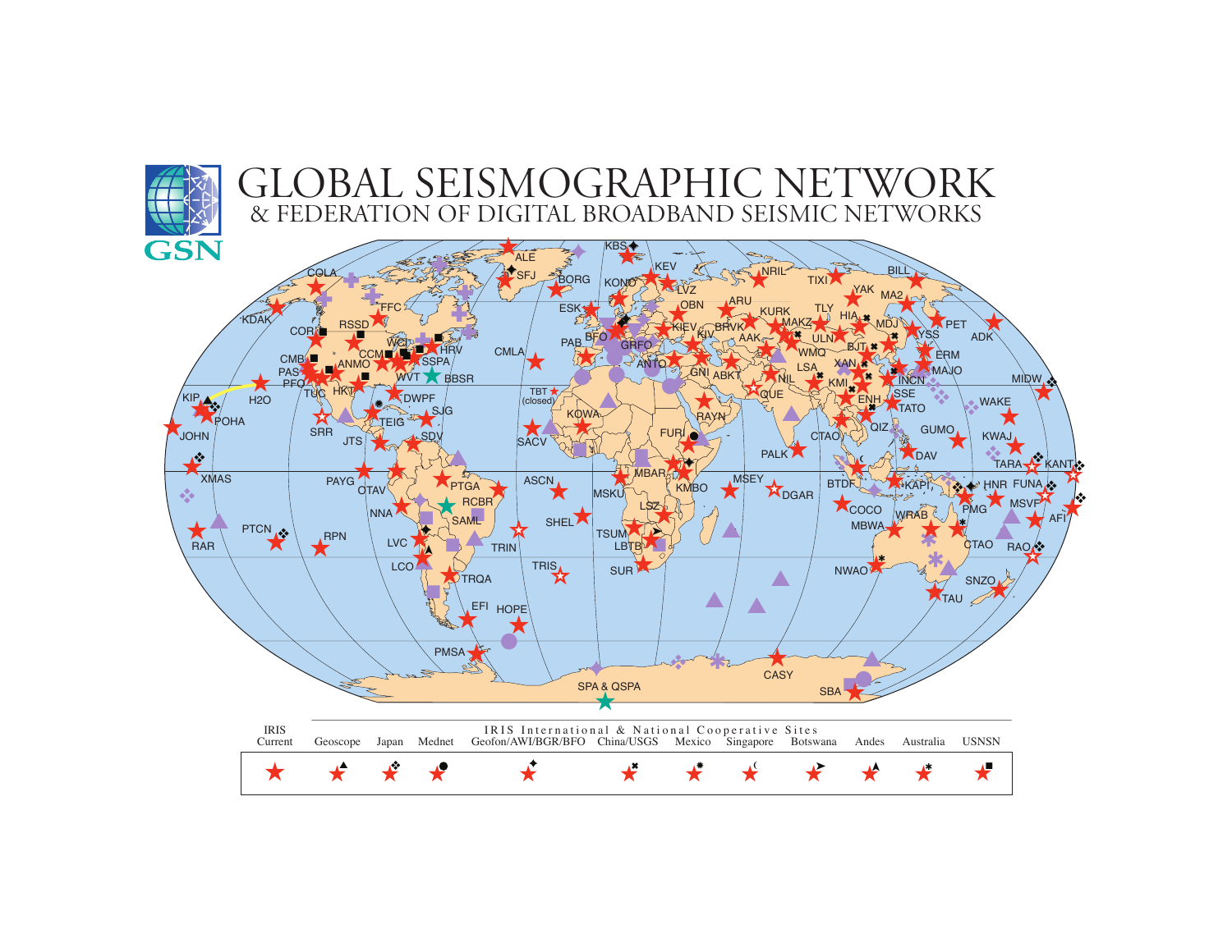# GLOBAL SEISMOGRAPHIC NETWORK

## & FEDERATION OF DIGITAL BROADBAND SEISMIC NETWORKS

GSN

| IRIS Current | Geoscope | Japan | Mednet | Geofon/AWI/BGR/BFO | China/USGS | Mexico | Singapore | Botswana | Andes | Australia | USNSN |
|---|---|---|---|---|---|---|---|---|---|---|---|

IRIS International & National Cooperative Sites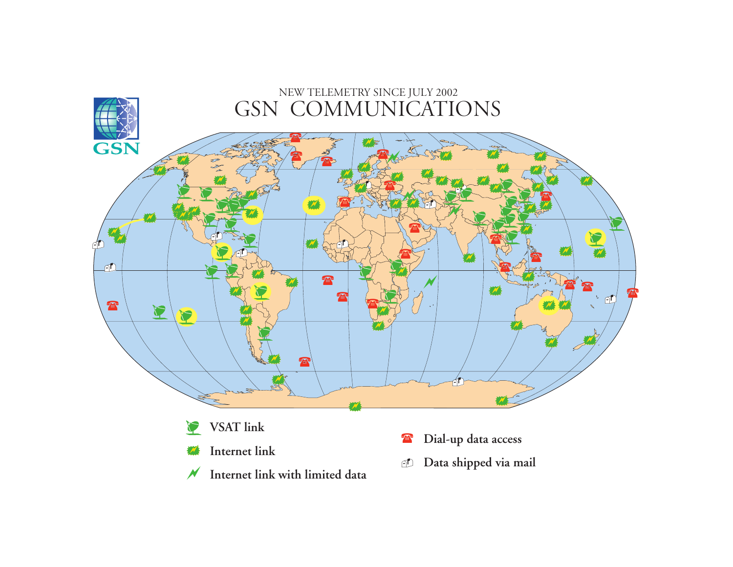NEW TELEMETRY SINCE JULY 2002

# GSN COMMUNICATIONS

- VSAT link
- Internet link
- Internet link with limited data
- Dial-up data access
- Data shipped via mail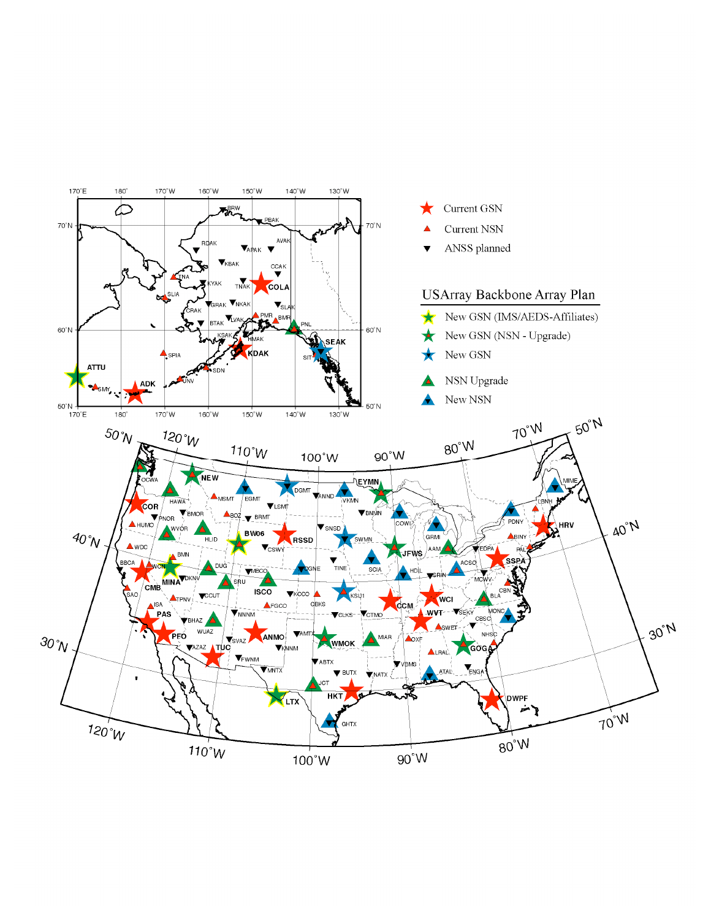Current GSN

Current NSN

ANSS planned

USArray Backbone Array Plan

New GSN (IMS/AEDS-Affiliates)

New GSN (NSN - Upgrade)

New GSN

NSN Upgrade

New NSN